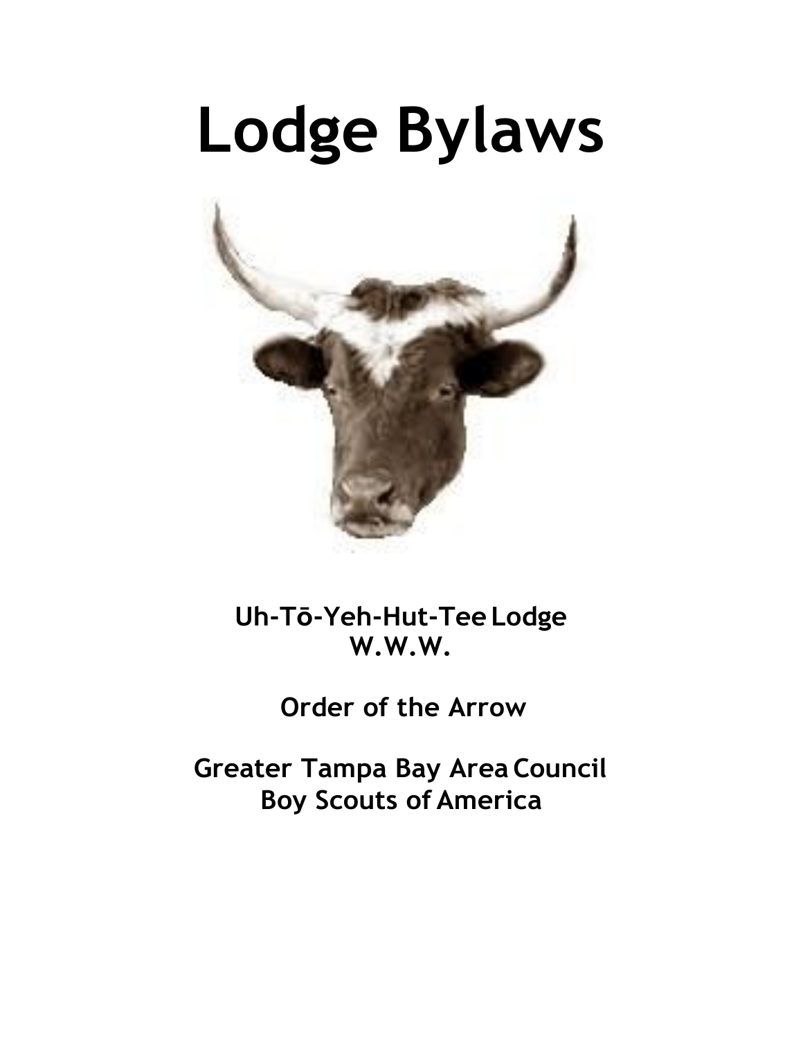# Lodge Bylaws

**Uh-Tō-Yeh-Hut-Tee Lodge**
**W.W.W.**

**Order of the Arrow**

**Greater Tampa Bay Area Council**
**Boy Scouts of America**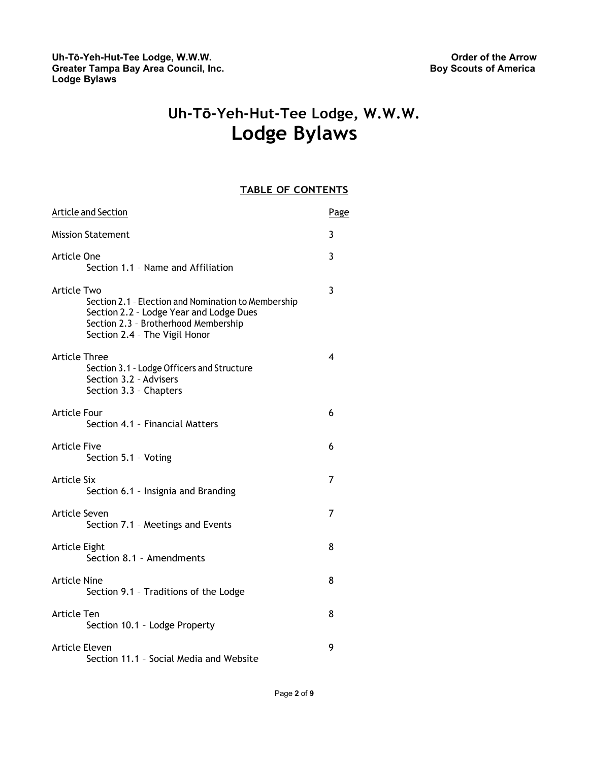# Uh-Tō-Yeh-Hut-Tee Lodge, W.W.W.
# Lodge Bylaws

## TABLE OF CONTENTS

| Article and Section | Page |
| --- | --- |
| Mission Statement | 3 |
| Article One<br>Section 1.1 – Name and Affiliation | 3 |
| Article Two<br>Section 2.1 – Election and Nomination to Membership<br>Section 2.2 – Lodge Year and Lodge Dues<br>Section 2.3 – Brotherhood Membership<br>Section 2.4 – The Vigil Honor | 3 |
| Article Three<br>Section 3.1 – Lodge Officers and Structure<br>Section 3.2 – Advisers<br>Section 3.3 – Chapters | 4 |
| Article Four<br>Section 4.1 – Financial Matters | 6 |
| Article Five<br>Section 5.1 – Voting | 6 |
| Article Six<br>Section 6.1 – Insignia and Branding | 7 |
| Article Seven<br>Section 7.1 – Meetings and Events | 7 |
| Article Eight<br>Section 8.1 – Amendments | 8 |
| Article Nine<br>Section 9.1 – Traditions of the Lodge | 8 |
| Article Ten<br>Section 10.1 – Lodge Property | 8 |
| Article Eleven<br>Section 11.1 – Social Media and Website | 9 |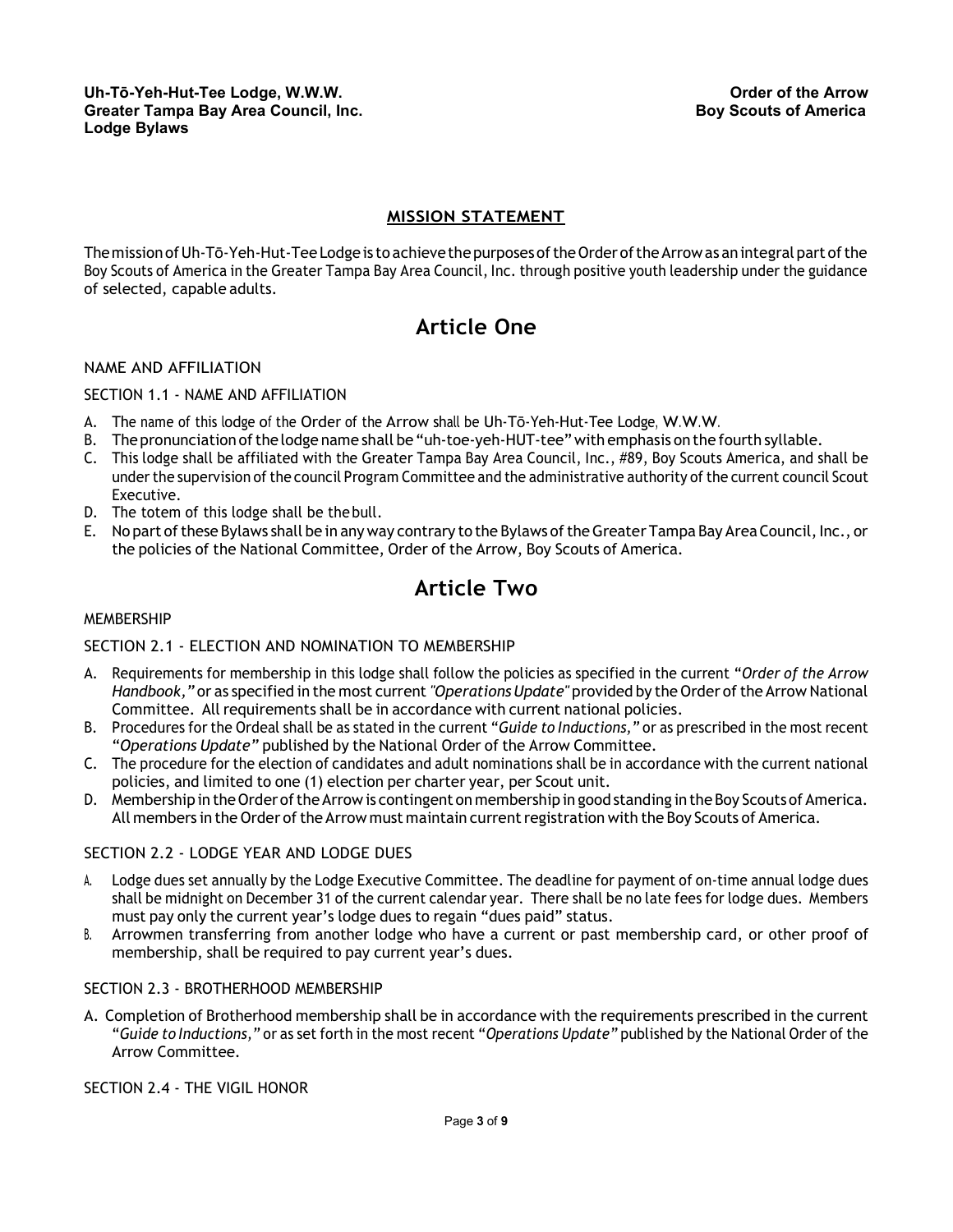## MISSION STATEMENT

The mission of Uh-Tō-Yeh-Hut-Tee Lodge is to achieve the purposes of the Order of the Arrow as an integral part of the Boy Scouts of America in the Greater Tampa Bay Area Council, Inc. through positive youth leadership under the guidance of selected, capable adults.

# Article One

NAME AND AFFILIATION

SECTION 1.1 - NAME AND AFFILIATION

A. The name of this lodge of the Order of the Arrow shall be Uh-Tō-Yeh-Hut-Tee Lodge, W.W.W.
B. The pronunciation of the lodge name shall be "uh-toe-yeh-HUT-tee" with emphasis on the fourth syllable.
C. This lodge shall be affiliated with the Greater Tampa Bay Area Council, Inc., #89, Boy Scouts America, and shall be under the supervision of the council Program Committee and the administrative authority of the current council Scout Executive.
D. The totem of this lodge shall be the bull.
E. No part of these Bylaws shall be in any way contrary to the Bylaws of the Greater Tampa Bay Area Council, Inc., or the policies of the National Committee, Order of the Arrow, Boy Scouts of America.

# Article Two

MEMBERSHIP

SECTION 2.1 - ELECTION AND NOMINATION TO MEMBERSHIP

A. Requirements for membership in this lodge shall follow the policies as specified in the current "*Order of the Arrow Handbook,"* or as specified in the most current *"Operations Update"* provided by the Order of the Arrow National Committee. All requirements shall be in accordance with current national policies.
B. Procedures for the Ordeal shall be as stated in the current "*Guide to Inductions,"* or as prescribed in the most recent "*Operations Update"* published by the National Order of the Arrow Committee.
C. The procedure for the election of candidates and adult nominations shall be in accordance with the current national policies, and limited to one (1) election per charter year, per Scout unit.
D. Membership in the Order of the Arrow is contingent on membership in good standing in the Boy Scouts of America. All members in the Order of the Arrow must maintain current registration with the Boy Scouts of America.

SECTION 2.2 - LODGE YEAR AND LODGE DUES

A. Lodge dues set annually by the Lodge Executive Committee. The deadline for payment of on-time annual lodge dues shall be midnight on December 31 of the current calendar year. There shall be no late fees for lodge dues. Members must pay only the current year's lodge dues to regain "dues paid" status.
B. Arrowmen transferring from another lodge who have a current or past membership card, or other proof of membership, shall be required to pay current year's dues.

SECTION 2.3 - BROTHERHOOD MEMBERSHIP

A. Completion of Brotherhood membership shall be in accordance with the requirements prescribed in the current "*Guide to Inductions,"* or as set forth in the most recent "*Operations Update"* published by the National Order of the Arrow Committee.

SECTION 2.4 - THE VIGIL HONOR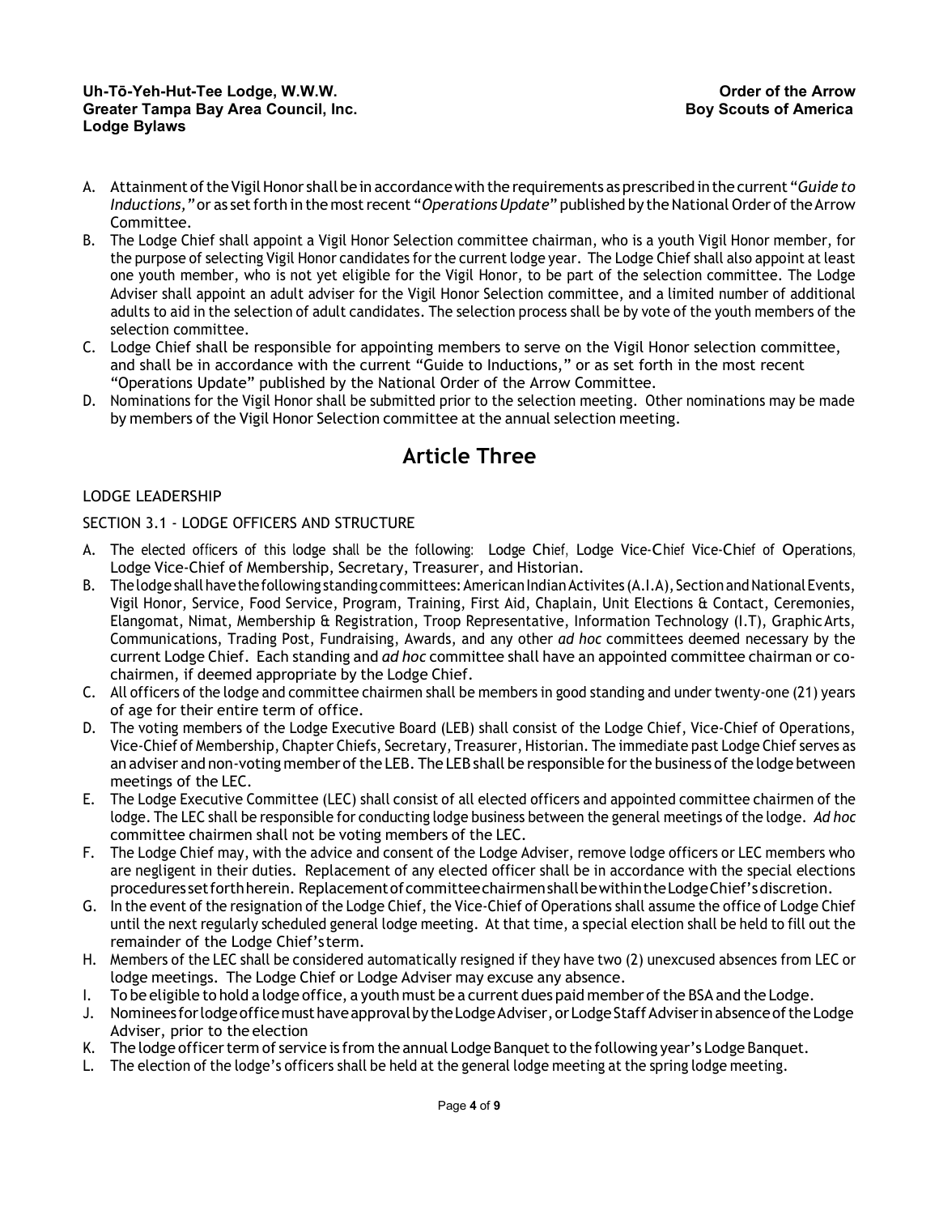A. Attainment of the Vigil Honor shall be in accordance with the requirements as prescribed in the current "*Guide to Inductions,"* or as set forth in the most recent "*Operations Update*" published by the National Order of the Arrow Committee.
B. The Lodge Chief shall appoint a Vigil Honor Selection committee chairman, who is a youth Vigil Honor member, for the purpose of selecting Vigil Honor candidates for the current lodge year. The Lodge Chief shall also appoint at least one youth member, who is not yet eligible for the Vigil Honor, to be part of the selection committee. The Lodge Adviser shall appoint an adult adviser for the Vigil Honor Selection committee, and a limited number of additional adults to aid in the selection of adult candidates. The selection process shall be by vote of the youth members of the selection committee.
C. Lodge Chief shall be responsible for appointing members to serve on the Vigil Honor selection committee, and shall be in accordance with the current "Guide to Inductions," or as set forth in the most recent "Operations Update" published by the National Order of the Arrow Committee.
D. Nominations for the Vigil Honor shall be submitted prior to the selection meeting. Other nominations may be made by members of the Vigil Honor Selection committee at the annual selection meeting.

# Article Three

LODGE LEADERSHIP

SECTION 3.1 - LODGE OFFICERS AND STRUCTURE

A. The elected officers of this lodge shall be the following: Lodge Chief, Lodge Vice-Chief Vice-Chief of Operations, Lodge Vice-Chief of Membership, Secretary, Treasurer, and Historian.
B. The lodge shall have the following standing committees: American Indian Activites (A.I.A), Section and National Events, Vigil Honor, Service, Food Service, Program, Training, First Aid, Chaplain, Unit Elections & Contact, Ceremonies, Elangomat, Nimat, Membership & Registration, Troop Representative, Information Technology (I.T), Graphic Arts, Communications, Trading Post, Fundraising, Awards, and any other *ad hoc* committees deemed necessary by the current Lodge Chief. Each standing and *ad hoc* committee shall have an appointed committee chairman or co-chairmen, if deemed appropriate by the Lodge Chief.
C. All officers of the lodge and committee chairmen shall be members in good standing and under twenty-one (21) years of age for their entire term of office.
D. The voting members of the Lodge Executive Board (LEB) shall consist of the Lodge Chief, Vice-Chief of Operations, Vice-Chief of Membership, Chapter Chiefs, Secretary, Treasurer, Historian. The immediate past Lodge Chief serves as an adviser and non-voting member of the LEB. The LEB shall be responsible for the business of the lodge between meetings of the LEC.
E. The Lodge Executive Committee (LEC) shall consist of all elected officers and appointed committee chairmen of the lodge. The LEC shall be responsible for conducting lodge business between the general meetings of the lodge. *Ad hoc* committee chairmen shall not be voting members of the LEC.
F. The Lodge Chief may, with the advice and consent of the Lodge Adviser, remove lodge officers or LEC members who are negligent in their duties. Replacement of any elected officer shall be in accordance with the special elections procedures set forth herein. Replacement of committee chairmen shall be within the Lodge Chief's discretion.
G. In the event of the resignation of the Lodge Chief, the Vice-Chief of Operations shall assume the office of Lodge Chief until the next regularly scheduled general lodge meeting. At that time, a special election shall be held to fill out the remainder of the Lodge Chief's term.
H. Members of the LEC shall be considered automatically resigned if they have two (2) unexcused absences from LEC or lodge meetings. The Lodge Chief or Lodge Adviser may excuse any absence.
I. To be eligible to hold a lodge office, a youth must be a current dues paid member of the BSA and the Lodge.
J. Nominees for lodge office must have approval by the Lodge Adviser, or Lodge Staff Adviser in absence of the Lodge Adviser, prior to the election
K. The lodge officer term of service is from the annual Lodge Banquet to the following year's Lodge Banquet.
L. The election of the lodge's officers shall be held at the general lodge meeting at the spring lodge meeting.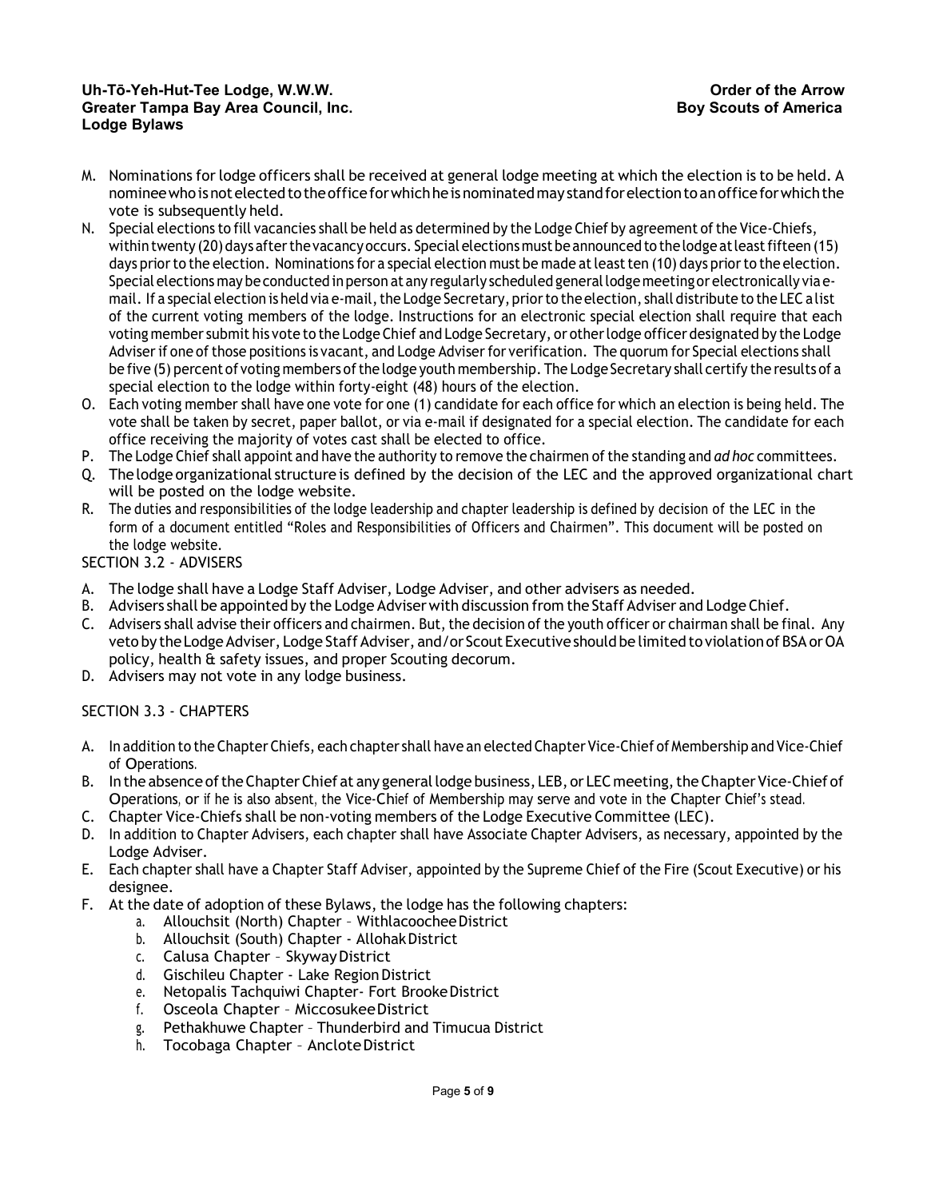M. Nominations for lodge officers shall be received at general lodge meeting at which the election is to be held. A nominee who is not elected to the office for which he is nominated may stand for election to an office for which the vote is subsequently held.

N. Special elections to fill vacancies shall be held as determined by the Lodge Chief by agreement of the Vice-Chiefs, within twenty (20) days after the vacancy occurs. Special elections must be announced to the lodge at least fifteen (15) days prior to the election. Nominations for a special election must be made at least ten (10) days prior to the election. Special elections may be conducted in person at any regularly scheduled general lodge meeting or electronically via e-mail. If a special election is held via e-mail, the Lodge Secretary, prior to the election, shall distribute to the LEC a list of the current voting members of the lodge. Instructions for an electronic special election shall require that each voting member submit his vote to the Lodge Chief and Lodge Secretary, or other lodge officer designated by the Lodge Adviser if one of those positions is vacant, and Lodge Adviser for verification. The quorum for Special elections shall be five (5) percent of voting members of the lodge youth membership. The Lodge Secretary shall certify the results of a special election to the lodge within forty-eight (48) hours of the election.

O. Each voting member shall have one vote for one (1) candidate for each office for which an election is being held. The vote shall be taken by secret, paper ballot, or via e-mail if designated for a special election. The candidate for each office receiving the majority of votes cast shall be elected to office.

P. The Lodge Chief shall appoint and have the authority to remove the chairmen of the standing and *ad hoc* committees.

Q. The lodge organizational structure is defined by the decision of the LEC and the approved organizational chart will be posted on the lodge website.

R. The duties and responsibilities of the lodge leadership and chapter leadership is defined by decision of the LEC in the form of a document entitled "Roles and Responsibilities of Officers and Chairmen". This document will be posted on the lodge website.

SECTION 3.2 - ADVISERS

A. The lodge shall have a Lodge Staff Adviser, Lodge Adviser, and other advisers as needed.

B. Advisers shall be appointed by the Lodge Adviser with discussion from the Staff Adviser and Lodge Chief.

C. Advisers shall advise their officers and chairmen. But, the decision of the youth officer or chairman shall be final. Any veto by the Lodge Adviser, Lodge Staff Adviser, and/or Scout Executive should be limited to violation of BSA or OA policy, health & safety issues, and proper Scouting decorum.

D. Advisers may not vote in any lodge business.

SECTION 3.3 - CHAPTERS

A. In addition to the Chapter Chiefs, each chapter shall have an elected Chapter Vice-Chief of Membership and Vice-Chief of Operations.

B. In the absence of the Chapter Chief at any general lodge business, LEB, or LEC meeting, the Chapter Vice-Chief of Operations, or if he is also absent, the Vice-Chief of Membership may serve and vote in the Chapter Chief's stead.

C. Chapter Vice-Chiefs shall be non-voting members of the Lodge Executive Committee (LEC).

D. In addition to Chapter Advisers, each chapter shall have Associate Chapter Advisers, as necessary, appointed by the Lodge Adviser.

E. Each chapter shall have a Chapter Staff Adviser, appointed by the Supreme Chief of the Fire (Scout Executive) or his designee.

F. At the date of adoption of these Bylaws, the lodge has the following chapters:
   a. Allouchsit (North) Chapter – Withlacoochee District
   b. Allouchsit (South) Chapter - Allohak District
   c. Calusa Chapter – Skyway District
   d. Gischileu Chapter - Lake Region District
   e. Netopalis Tachquiwi Chapter- Fort Brooke District
   f. Osceola Chapter – Miccosukee District
   g. Pethakhuwe Chapter – Thunderbird and Timucua District
   h. Tocobaga Chapter – Anclote District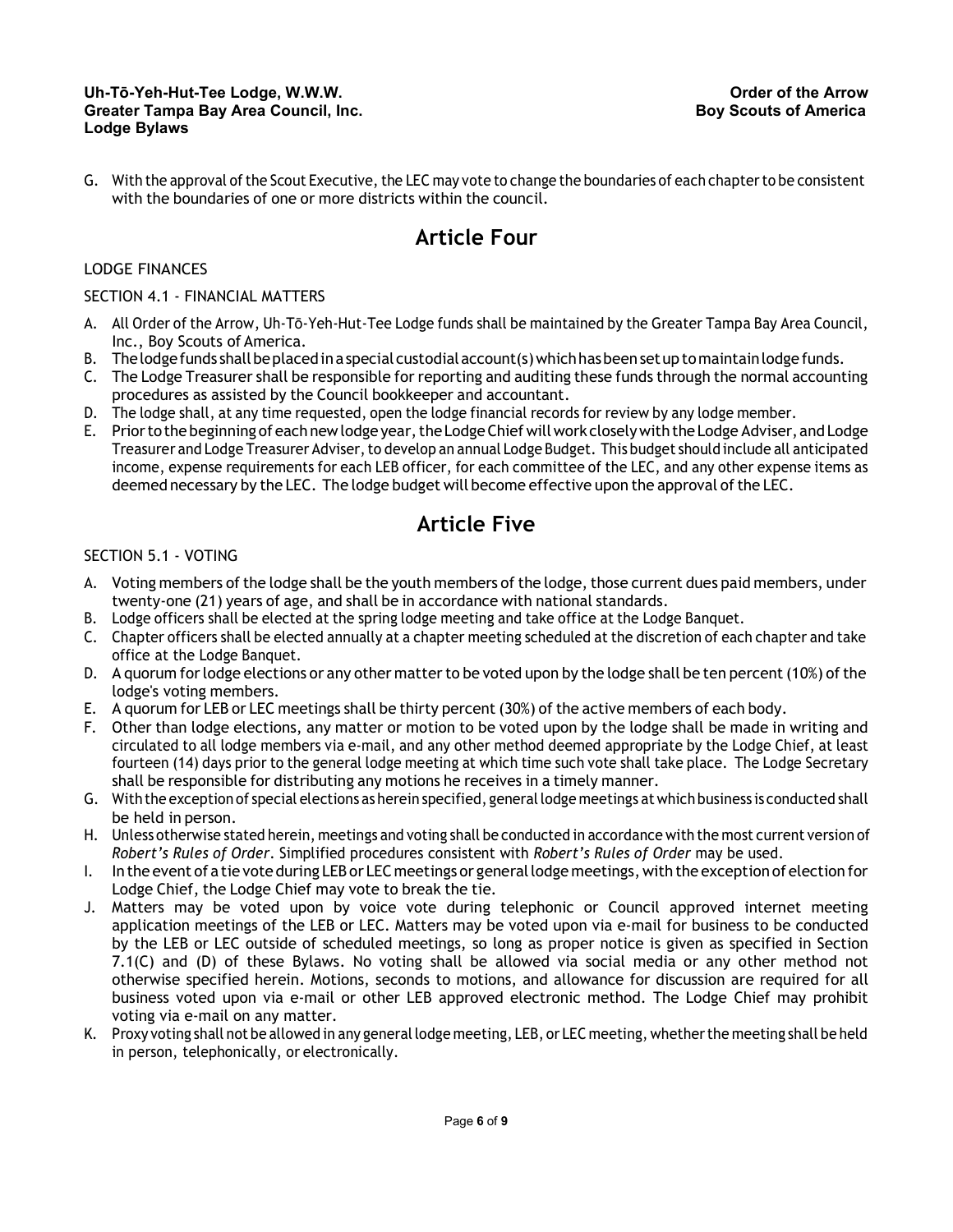G. With the approval of the Scout Executive, the LEC may vote to change the boundaries of each chapter to be consistent with the boundaries of one or more districts within the council.

# Article Four

LODGE FINANCES

SECTION 4.1 - FINANCIAL MATTERS

A. All Order of the Arrow, Uh-Tō-Yeh-Hut-Tee Lodge funds shall be maintained by the Greater Tampa Bay Area Council, Inc., Boy Scouts of America.
B. The lodge funds shall be placed in a special custodial account(s) which has been set up to maintain lodge funds.
C. The Lodge Treasurer shall be responsible for reporting and auditing these funds through the normal accounting procedures as assisted by the Council bookkeeper and accountant.
D. The lodge shall, at any time requested, open the lodge financial records for review by any lodge member.
E. Prior to the beginning of each new lodge year, the Lodge Chief will work closely with the Lodge Adviser, and Lodge Treasurer and Lodge Treasurer Adviser, to develop an annual Lodge Budget. This budget should include all anticipated income, expense requirements for each LEB officer, for each committee of the LEC, and any other expense items as deemed necessary by the LEC. The lodge budget will become effective upon the approval of the LEC.

# Article Five

SECTION 5.1 - VOTING

A. Voting members of the lodge shall be the youth members of the lodge, those current dues paid members, under twenty-one (21) years of age, and shall be in accordance with national standards.
B. Lodge officers shall be elected at the spring lodge meeting and take office at the Lodge Banquet.
C. Chapter officers shall be elected annually at a chapter meeting scheduled at the discretion of each chapter and take office at the Lodge Banquet.
D. A quorum for lodge elections or any other matter to be voted upon by the lodge shall be ten percent (10%) of the lodge's voting members.
E. A quorum for LEB or LEC meetings shall be thirty percent (30%) of the active members of each body.
F. Other than lodge elections, any matter or motion to be voted upon by the lodge shall be made in writing and circulated to all lodge members via e-mail, and any other method deemed appropriate by the Lodge Chief, at least fourteen (14) days prior to the general lodge meeting at which time such vote shall take place. The Lodge Secretary shall be responsible for distributing any motions he receives in a timely manner.
G. With the exception of special elections as herein specified, general lodge meetings at which business is conducted shall be held in person.
H. Unless otherwise stated herein, meetings and voting shall be conducted in accordance with the most current version of *Robert's Rules of Order*. Simplified procedures consistent with *Robert's Rules of Order* may be used.
I. In the event of a tie vote during LEB or LEC meetings or general lodge meetings, with the exception of election for Lodge Chief, the Lodge Chief may vote to break the tie.
J. Matters may be voted upon by voice vote during telephonic or Council approved internet meeting application meetings of the LEB or LEC. Matters may be voted upon via e-mail for business to be conducted by the LEB or LEC outside of scheduled meetings, so long as proper notice is given as specified in Section 7.1(C) and (D) of these Bylaws. No voting shall be allowed via social media or any other method not otherwise specified herein. Motions, seconds to motions, and allowance for discussion are required for all business voted upon via e-mail or other LEB approved electronic method. The Lodge Chief may prohibit voting via e-mail on any matter.
K. Proxy voting shall not be allowed in any general lodge meeting, LEB, or LEC meeting, whether the meeting shall be held in person, telephonically, or electronically.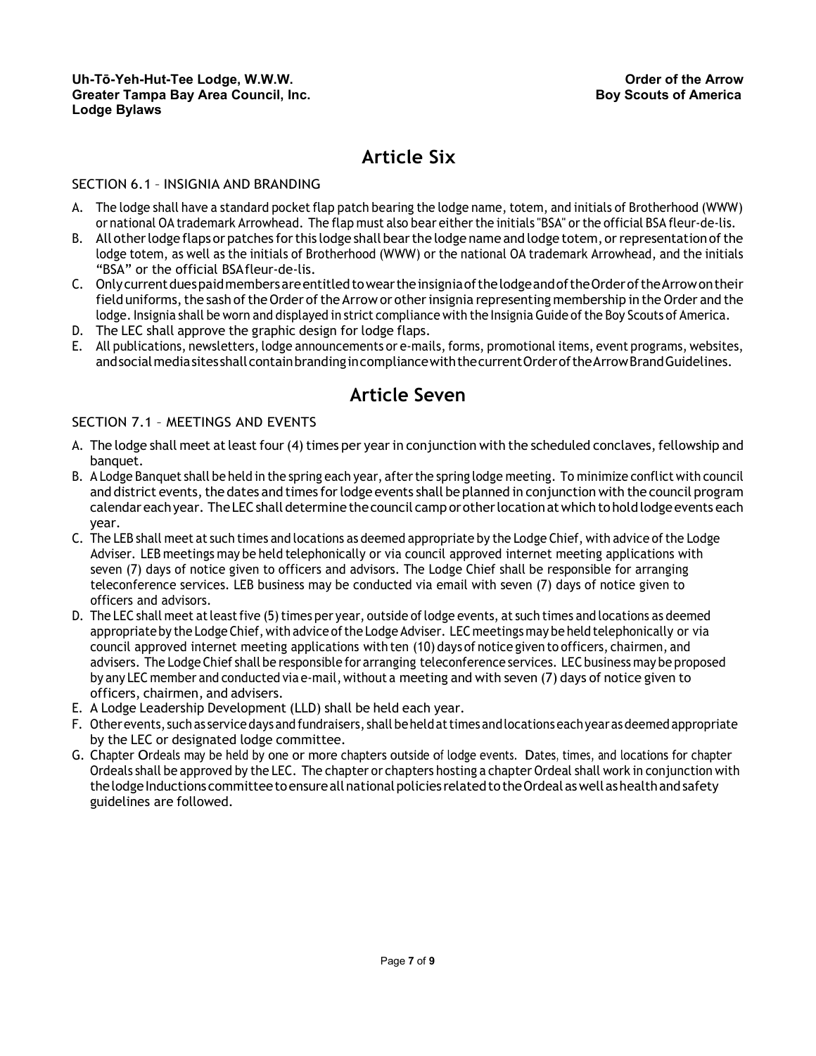# Article Six

SECTION 6.1 – INSIGNIA AND BRANDING

A. The lodge shall have a standard pocket flap patch bearing the lodge name, totem, and initials of Brotherhood (WWW) or national OA trademark Arrowhead. The flap must also bear either the initials "BSA" or the official BSA fleur-de-lis.
B. All other lodge flaps or patches for this lodge shall bear the lodge name and lodge totem, or representation of the lodge totem, as well as the initials of Brotherhood (WWW) or the national OA trademark Arrowhead, and the initials "BSA" or the official BSA fleur-de-lis.
C. Only current dues paid members are entitled to wear the insignia of the lodge and of the Order of the Arrow on their field uniforms, the sash of the Order of the Arrow or other insignia representing membership in the Order and the lodge. Insignia shall be worn and displayed in strict compliance with the Insignia Guide of the Boy Scouts of America.
D. The LEC shall approve the graphic design for lodge flaps.
E. All publications, newsletters, lodge announcements or e-mails, forms, promotional items, event programs, websites, and social media sites shall contain branding in compliance with the current Order of the Arrow Brand Guidelines.

# Article Seven

SECTION 7.1 – MEETINGS AND EVENTS

A. The lodge shall meet at least four (4) times per year in conjunction with the scheduled conclaves, fellowship and banquet.
B. A Lodge Banquet shall be held in the spring each year, after the spring lodge meeting. To minimize conflict with council and district events, the dates and times for lodge events shall be planned in conjunction with the council program calendar each year. The LEC shall determine the council camp or other location at which to hold lodge events each year.
C. The LEB shall meet at such times and locations as deemed appropriate by the Lodge Chief, with advice of the Lodge Adviser. LEB meetings may be held telephonically or via council approved internet meeting applications with seven (7) days of notice given to officers and advisors. The Lodge Chief shall be responsible for arranging teleconference services. LEB business may be conducted via email with seven (7) days of notice given to officers and advisors.
D. The LEC shall meet at least five (5) times per year, outside of lodge events, at such times and locations as deemed appropriate by the Lodge Chief, with advice of the Lodge Adviser. LEC meetings may be held telephonically or via council approved internet meeting applications with ten (10) days of notice given to officers, chairmen, and advisers. The Lodge Chief shall be responsible for arranging teleconference services. LEC business may be proposed by any LEC member and conducted via e-mail, without a meeting and with seven (7) days of notice given to officers, chairmen, and advisers.
E. A Lodge Leadership Development (LLD) shall be held each year.
F. Other events, such as service days and fundraisers, shall be held at times and locations each year as deemed appropriate by the LEC or designated lodge committee.
G. Chapter Ordeals may be held by one or more chapters outside of lodge events. Dates, times, and locations for chapter Ordeals shall be approved by the LEC. The chapter or chapters hosting a chapter Ordeal shall work in conjunction with the lodge Inductions committee to ensure all national policies related to the Ordeal as well as health and safety guidelines are followed.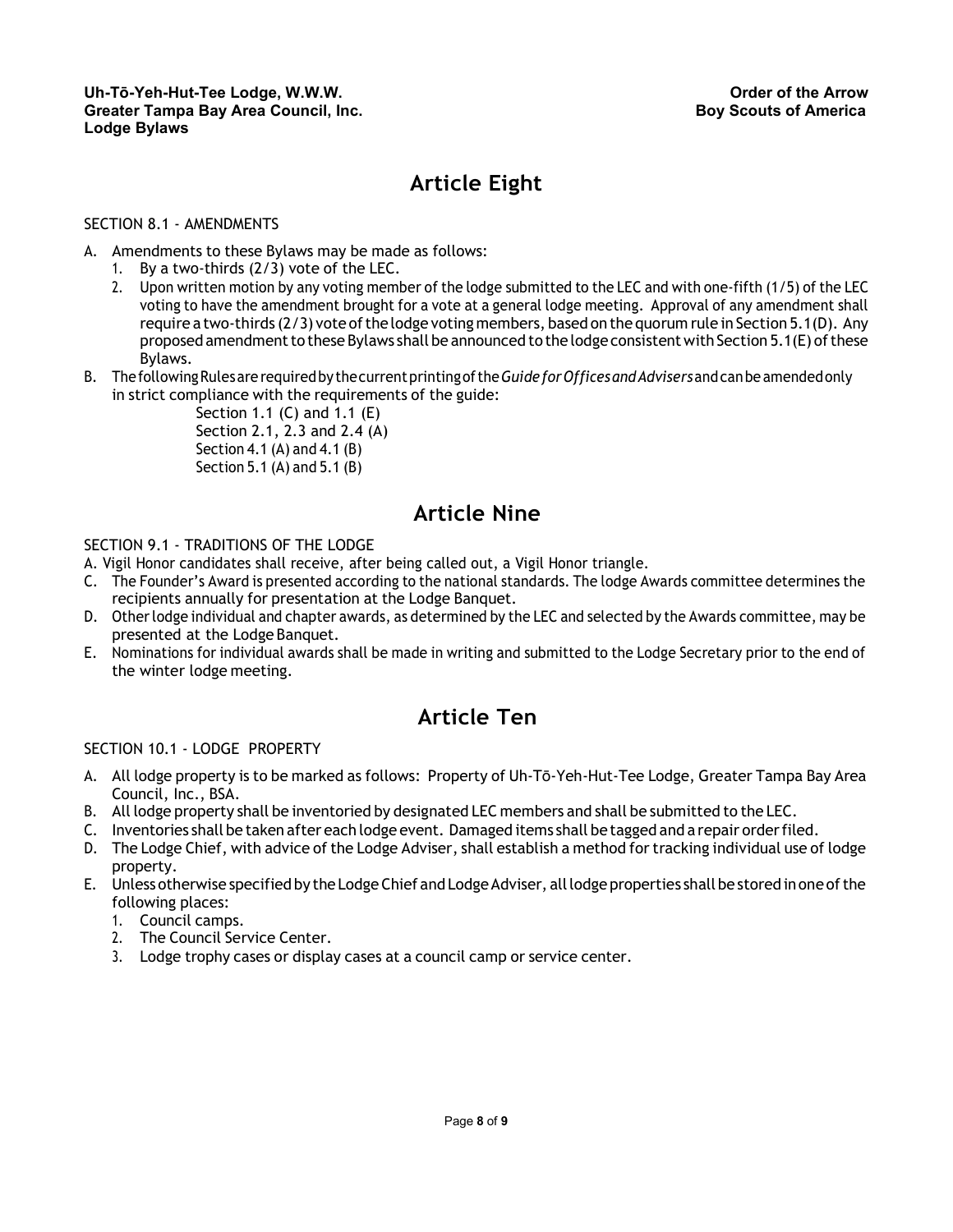# Article Eight

SECTION 8.1 - AMENDMENTS

A. Amendments to these Bylaws may be made as follows:
   1. By a two-thirds (2/3) vote of the LEC.
   2. Upon written motion by any voting member of the lodge submitted to the LEC and with one-fifth (1/5) of the LEC voting to have the amendment brought for a vote at a general lodge meeting. Approval of any amendment shall require a two-thirds (2/3) vote of the lodge voting members, based on the quorum rule in Section 5.1(D). Any proposed amendment to these Bylaws shall be announced to the lodge consistent with Section 5.1(E) of these Bylaws.
B. The following Rules are required by the current printing of the *Guide for Offices and Advisers* and can be amended only in strict compliance with the requirements of the guide:
   - Section 1.1 (C) and 1.1 (E)
   - Section 2.1, 2.3 and 2.4 (A)
   - Section 4.1 (A) and 4.1 (B)
   - Section 5.1 (A) and 5.1 (B)

# Article Nine

SECTION 9.1 - TRADITIONS OF THE LODGE

A. Vigil Honor candidates shall receive, after being called out, a Vigil Honor triangle.
C. The Founder's Award is presented according to the national standards. The lodge Awards committee determines the recipients annually for presentation at the Lodge Banquet.
D. Other lodge individual and chapter awards, as determined by the LEC and selected by the Awards committee, may be presented at the Lodge Banquet.
E. Nominations for individual awards shall be made in writing and submitted to the Lodge Secretary prior to the end of the winter lodge meeting.

# Article Ten

SECTION 10.1 - LODGE PROPERTY

A. All lodge property is to be marked as follows: Property of Uh-Tō-Yeh-Hut-Tee Lodge, Greater Tampa Bay Area Council, Inc., BSA.
B. All lodge property shall be inventoried by designated LEC members and shall be submitted to the LEC.
C. Inventories shall be taken after each lodge event. Damaged items shall be tagged and a repair order filed.
D. The Lodge Chief, with advice of the Lodge Adviser, shall establish a method for tracking individual use of lodge property.
E. Unless otherwise specified by the Lodge Chief and Lodge Adviser, all lodge properties shall be stored in one of the following places:
   1. Council camps.
   2. The Council Service Center.
   3. Lodge trophy cases or display cases at a council camp or service center.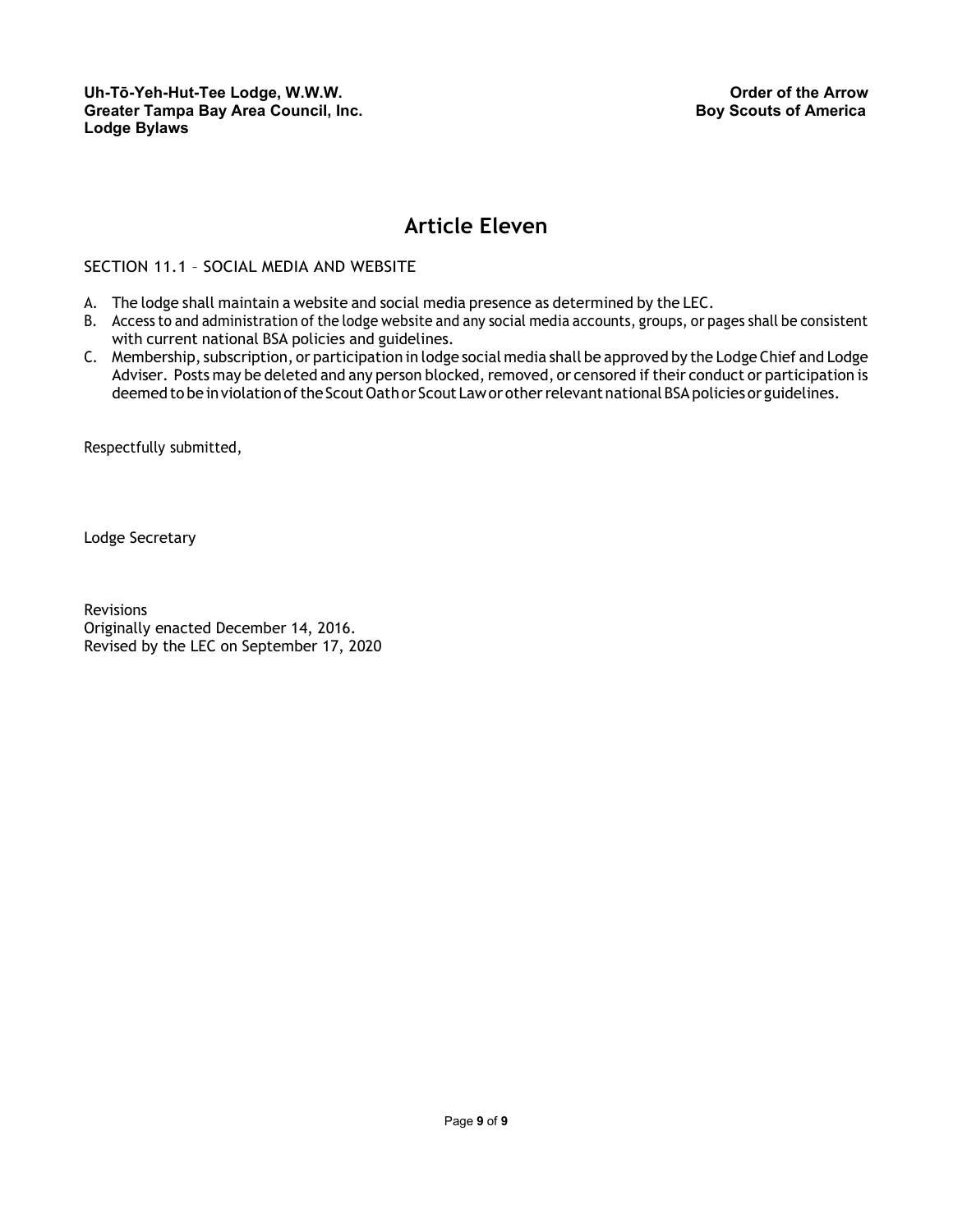# Article Eleven

SECTION 11.1 – SOCIAL MEDIA AND WEBSITE

A. The lodge shall maintain a website and social media presence as determined by the LEC.
B. Access to and administration of the lodge website and any social media accounts, groups, or pages shall be consistent with current national BSA policies and guidelines.
C. Membership, subscription, or participation in lodge social media shall be approved by the Lodge Chief and Lodge Adviser. Posts may be deleted and any person blocked, removed, or censored if their conduct or participation is deemed to be in violation of the Scout Oath or Scout Law or other relevant national BSA policies or guidelines.

Respectfully submitted,

Lodge Secretary

Revisions
Originally enacted December 14, 2016.
Revised by the LEC on September 17, 2020